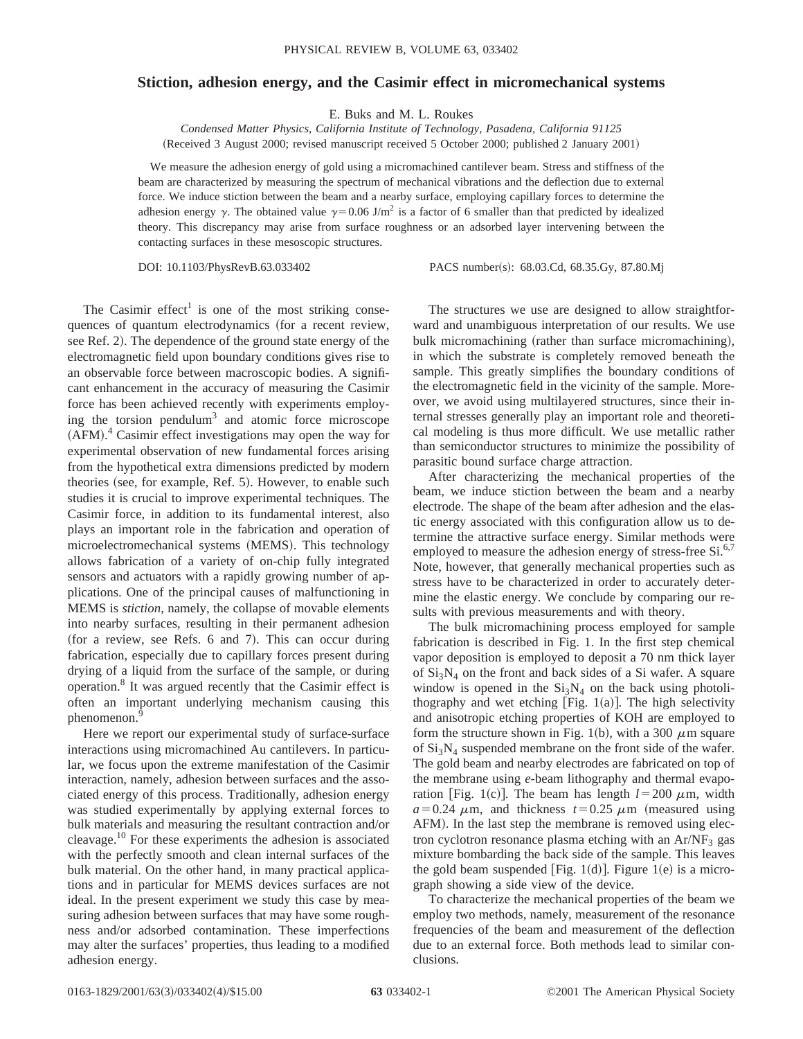# Stiction, adhesion energy, and the Casimir effect in micromechanical systems

E. Buks and M. L. Roukes

*Condensed Matter Physics, California Institute of Technology, Pasadena, California 91125*

(Received 3 August 2000; revised manuscript received 5 October 2000; published 2 January 2001)

We measure the adhesion energy of gold using a micromachined cantilever beam. Stress and stiffness of the beam are characterized by measuring the spectrum of mechanical vibrations and the deflection due to external force. We induce stiction between the beam and a nearby surface, employing capillary forces to determine the adhesion energy $\gamma$. The obtained value $\gamma = 0.06\ \mathrm{J/m^2}$ is a factor of 6 smaller than that predicted by idealized theory. This discrepancy may arise from surface roughness or an adsorbed layer intervening between the contacting surfaces in these mesoscopic structures.

DOI: 10.1103/PhysRevB.63.033402 PACS number(s): 68.03.Cd, 68.35.Gy, 87.80.Mj

The Casimir effect[1] is one of the most striking consequences of quantum electrodynamics (for a recent review, see Ref. 2). The dependence of the ground state energy of the electromagnetic field upon boundary conditions gives rise to an observable force between macroscopic bodies. A significant enhancement in the accuracy of measuring the Casimir force has been achieved recently with experiments employing the torsion pendulum[3] and atomic force microscope (AFM).[4] Casimir effect investigations may open the way for experimental observation of new fundamental forces arising from the hypothetical extra dimensions predicted by modern theories (see, for example, Ref. 5). However, to enable such studies it is crucial to improve experimental techniques. The Casimir force, in addition to its fundamental interest, also plays an important role in the fabrication and operation of microelectromechanical systems (MEMS). This technology allows fabrication of a variety of on-chip fully integrated sensors and actuators with a rapidly growing number of applications. One of the principal causes of malfunctioning in MEMS is *stiction*, namely, the collapse of movable elements into nearby surfaces, resulting in their permanent adhesion (for a review, see Refs. 6 and 7). This can occur during fabrication, especially due to capillary forces present during drying of a liquid from the surface of the sample, or during operation.[8] It was argued recently that the Casimir effect is often an important underlying mechanism causing this phenomenon.[9]

Here we report our experimental study of surface-surface interactions using micromachined Au cantilevers. In particular, we focus upon the extreme manifestation of the Casimir interaction, namely, adhesion between surfaces and the associated energy of this process. Traditionally, adhesion energy was studied experimentally by applying external forces to bulk materials and measuring the resultant contraction and/or cleavage.[10] For these experiments the adhesion is associated with the perfectly smooth and clean internal surfaces of the bulk material. On the other hand, in many practical applications and in particular for MEMS devices surfaces are not ideal. In the present experiment we study this case by measuring adhesion between surfaces that may have some roughness and/or adsorbed contamination. These imperfections may alter the surfaces' properties, thus leading to a modified adhesion energy.

The structures we use are designed to allow straightforward and unambiguous interpretation of our results. We use bulk micromachining (rather than surface micromachining), in which the substrate is completely removed beneath the sample. This greatly simplifies the boundary conditions of the electromagnetic field in the vicinity of the sample. Moreover, we avoid using multilayered structures, since their internal stresses generally play an important role and theoretical modeling is thus more difficult. We use metallic rather than semiconductor structures to minimize the possibility of parasitic bound surface charge attraction.

After characterizing the mechanical properties of the beam, we induce stiction between the beam and a nearby electrode. The shape of the beam after adhesion and the elastic energy associated with this configuration allow us to determine the attractive surface energy. Similar methods were employed to measure the adhesion energy of stress-free Si.[6,7] Note, however, that generally mechanical properties such as stress have to be characterized in order to accurately determine the elastic energy. We conclude by comparing our results with previous measurements and with theory.

The bulk micromachining process employed for sample fabrication is described in Fig. 1. In the first step chemical vapor deposition is employed to deposit a 70 nm thick layer of $Si_3N_4$ on the front and back sides of a Si wafer. A square window is opened in the $Si_3N_4$ on the back using photolithography and wet etching [Fig. 1(a)]. The high selectivity and anisotropic etching properties of KOH are employed to form the structure shown in Fig. 1(b), with a 300 $\mu$m square of $Si_3N_4$ suspended membrane on the front side of the wafer. The gold beam and nearby electrodes are fabricated on top of the membrane using *e*-beam lithography and thermal evaporation [Fig. 1(c)]. The beam has length $l = 200\ \mu$m, width $a = 0.24\ \mu$m, and thickness $t = 0.25\ \mu$m (measured using AFM). In the last step the membrane is removed using electron cyclotron resonance plasma etching with an $Ar/NF_3$ gas mixture bombarding the back side of the sample. This leaves the gold beam suspended [Fig. 1(d)]. Figure 1(e) is a micrograph showing a side view of the device.

To characterize the mechanical properties of the beam we employ two methods, namely, measurement of the resonance frequencies of the beam and measurement of the deflection due to an external force. Both methods lead to similar conclusions.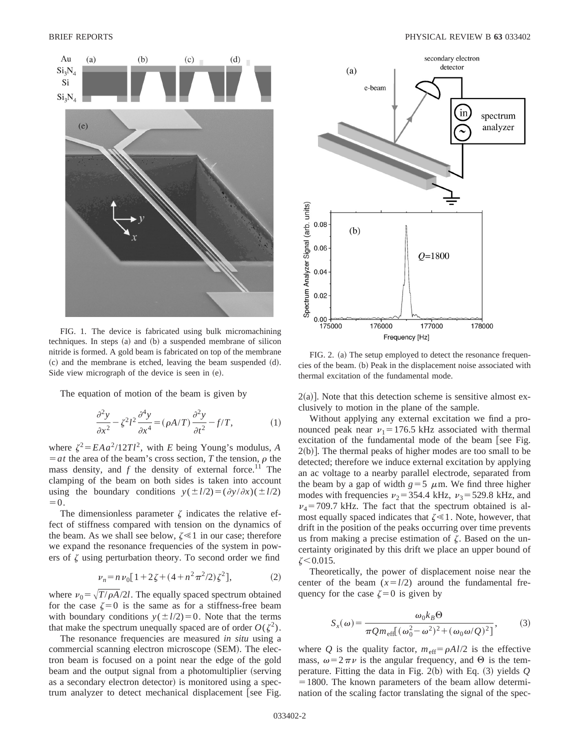FIG. 1. The device is fabricated using bulk micromachining techniques. In steps (a) and (b) a suspended membrane of silicon nitride is formed. A gold beam is fabricated on top of the membrane (c) and the membrane is etched, leaving the beam suspended (d). Side view micrograph of the device is seen in (e).

The equation of motion of the beam is given by

$$\frac{\partial^2 y}{\partial x^2} - \zeta^2 l^2 \frac{\partial^4 y}{\partial x^4} = (\rho A/T)\frac{\partial^2 y}{\partial t^2} - f/T, \tag{1}$$

where $\zeta^2 = EAa^2/12Tl^2$, with $E$ being Young's modulus, $A = at$ the area of the beam's cross section, $T$ the tension, $\rho$ the mass density, and $f$ the density of external force.[11] The clamping of the beam on both sides is taken into account using the boundary conditions $y(\pm l/2) = (\partial y/\partial x)(\pm l/2) = 0$.

The dimensionless parameter $\zeta$ indicates the relative effect of stiffness compared with tension on the dynamics of the beam. As we shall see below, $\zeta \ll 1$ in our case; therefore we expand the resonance frequencies of the system in powers of $\zeta$ using perturbation theory. To second order we find

$$\nu_n = n\nu_0[1 + 2\zeta + (4 + n^2\pi^2/2)\zeta^2], \tag{2}$$

where $\nu_0 = \sqrt{T/\rho A}/2l$. The equally spaced spectrum obtained for the case $\zeta = 0$ is the same as for a stiffness-free beam with boundary conditions $y(\pm l/2) = 0$. Note that the terms that make the spectrum unequally spaced are of order $O(\zeta^2)$.

The resonance frequencies are measured *in situ* using a commercial scanning electron microscope (SEM). The electron beam is focused on a point near the edge of the gold beam and the output signal from a photomultiplier (serving as a secondary electron detector) is monitored using a spectrum analyzer to detect mechanical displacement [see Fig. 2(a)]. Note that this detection scheme is sensitive almost exclusively to motion in the plane of the sample.

FIG. 2. (a) The setup employed to detect the resonance frequencies of the beam. (b) Peak in the displacement noise associated with thermal excitation of the fundamental mode.

Without applying any external excitation we find a pronounced peak near $\nu_1 = 176.5$ kHz associated with thermal excitation of the fundamental mode of the beam [see Fig. 2(b)]. The thermal peaks of higher modes are too small to be detected; therefore we induce external excitation by applying an ac voltage to a nearby parallel electrode, separated from the beam by a gap of width $g = 5$ $\mu$m. We find three higher modes with frequencies $\nu_2 = 354.4$ kHz, $\nu_3 = 529.8$ kHz, and $\nu_4 = 709.7$ kHz. The fact that the spectrum obtained is almost equally spaced indicates that $\zeta \ll 1$. Note, however, that drift in the position of the peaks occurring over time prevents us from making a precise estimation of $\zeta$. Based on the uncertainty originated by this drift we place an upper bound of $\zeta < 0.015$.

Theoretically, the power of displacement noise near the center of the beam $(x = l/2)$ around the fundamental frequency for the case $\zeta = 0$ is given by

$$S_x(\omega) = \frac{\omega_0 k_B \Theta}{\pi Q m_{\text{eff}}[(\omega_0^2 - \omega^2)^2 + (\omega_0 \omega/Q)^2]}, \tag{3}$$

where $Q$ is the quality factor, $m_{\text{eff}} = \rho A l/2$ is the effective mass, $\omega = 2\pi\nu$ is the angular frequency, and $\Theta$ is the temperature. Fitting the data in Fig. 2(b) with Eq. (3) yields $Q = 1800$. The known parameters of the beam allow determination of the scaling factor translating the signal of the spec-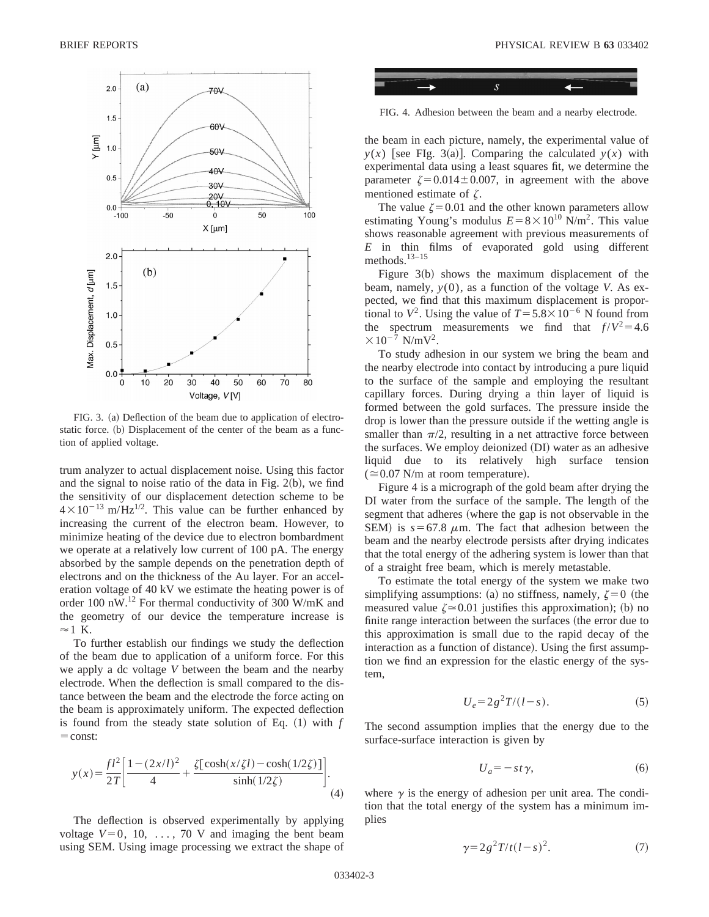FIG. 3. (a) Deflection of the beam due to application of electrostatic force. (b) Displacement of the center of the beam as a function of applied voltage.

trum analyzer to actual displacement noise. Using this factor and the signal to noise ratio of the data in Fig. 2(b), we find the sensitivity of our displacement detection scheme to be $4\times10^{-13}$ m/Hz$^{1/2}$. This value can be further enhanced by increasing the current of the electron beam. However, to minimize heating of the device due to electron bombardment we operate at a relatively low current of 100 pA. The energy absorbed by the sample depends on the penetration depth of electrons and on the thickness of the Au layer. For an acceleration voltage of 40 kV we estimate the heating power is of order 100 nW.[12] For thermal conductivity of 300 W/mK and the geometry of our device the temperature increase is $\approx 1$ K.

To further establish our findings we study the deflection of the beam due to application of a uniform force. For this we apply a dc voltage $V$ between the beam and the nearby electrode. When the deflection is small compared to the distance between the beam and the electrode the force acting on the beam is approximately uniform. The expected deflection is found from the steady state solution of Eq. (1) with $f$ = const:

$$y(x)=\frac{fl^2}{2T}\left[\frac{1-(2x/l)^2}{4}+\frac{\zeta[\cosh(x/\zeta l)-\cosh(1/2\zeta)]}{\sinh(1/2\zeta)}\right]. \tag{4}$$

The deflection is observed experimentally by applying voltage $V=0$, 10, ..., 70 V and imaging the bent beam using SEM. Using image processing we extract the shape of the beam in each picture, namely, the experimental value of $y(x)$ [see FIg. 3(a)]. Comparing the calculated $y(x)$ with experimental data using a least squares fit, we determine the parameter $\zeta=0.014\pm0.007$, in agreement with the above mentioned estimate of $\zeta$.

FIG. 4. Adhesion between the beam and a nearby electrode.

The value $\zeta=0.01$ and the other known parameters allow estimating Young's modulus $E=8\times10^{10}$ N/m$^2$. This value shows reasonable agreement with previous measurements of $E$ in thin films of evaporated gold using different methods.[13–15]

Figure 3(b) shows the maximum displacement of the beam, namely, $y(0)$, as a function of the voltage $V$. As expected, we find that this maximum displacement is proportional to $V^2$. Using the value of $T=5.8\times10^{-6}$ N found from the spectrum measurements we find that $f/V^2=4.6\times10^{-7}$ N/mV$^2$.

To study adhesion in our system we bring the beam and the nearby electrode into contact by introducing a pure liquid to the surface of the sample and employing the resultant capillary forces. During drying a thin layer of liquid is formed between the gold surfaces. The pressure inside the drop is lower than the pressure outside if the wetting angle is smaller than $\pi/2$, resulting in a net attractive force between the surfaces. We employ deionized (DI) water as an adhesive liquid due to its relatively high surface tension ($\cong 0.07$ N/m at room temperature).

Figure 4 is a micrograph of the gold beam after drying the DI water from the surface of the sample. The length of the segment that adheres (where the gap is not observable in the SEM) is $s=67.8$ $\mu$m. The fact that adhesion between the beam and the nearby electrode persists after drying indicates that the total energy of the adhering system is lower than that of a straight free beam, which is merely metastable.

To estimate the total energy of the system we make two simplifying assumptions: (a) no stiffness, namely, $\zeta=0$ (the measured value $\zeta\simeq0.01$ justifies this approximation); (b) no finite range interaction between the surfaces (the error due to this approximation is small due to the rapid decay of the interaction as a function of distance). Using the first assumption we find an expression for the elastic energy of the system,

$$U_e=2g^2T/(l-s). \tag{5}$$

The second assumption implies that the energy due to the surface-surface interaction is given by

$$U_a=-st\gamma, \tag{6}$$

where $\gamma$ is the energy of adhesion per unit area. The condition that the total energy of the system has a minimum implies

$$\gamma=2g^2T/t(l-s)^2. \tag{7}$$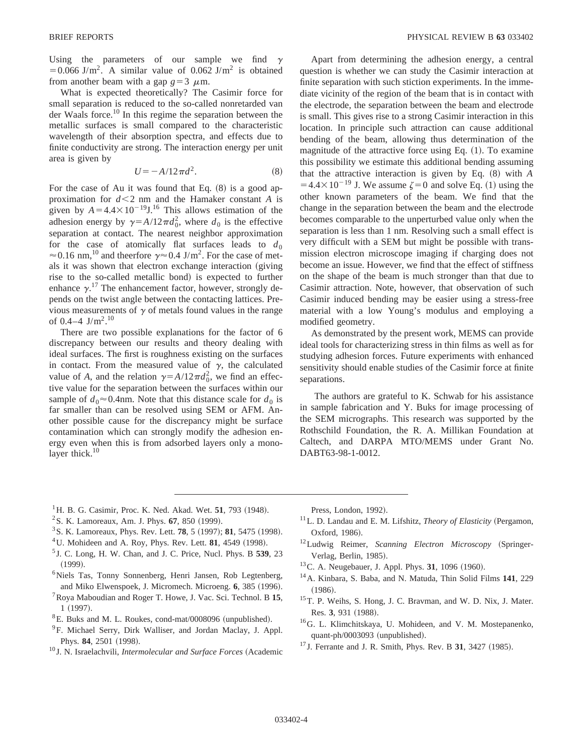Using the parameters of our sample we find $\gamma = 0.066\ \mathrm{J/m^2}$. A similar value of $0.062\ \mathrm{J/m^2}$ is obtained from another beam with a gap $g = 3\ \mu\mathrm{m}$.

What is expected theoretically? The Casimir force for small separation is reduced to the so-called nonretarded van der Waals force.[10] In this regime the separation between the metallic surfaces is small compared to the characteristic wavelength of their absorption spectra, and effects due to finite conductivity are strong. The interaction energy per unit area is given by

$$U = -A/12\pi d^2. \tag{8}$$

For the case of Au it was found that Eq. (8) is a good approximation for $d < 2$ nm and the Hamaker constant $A$ is given by $A = 4.4\times10^{-19}$J.[16] This allows estimation of the adhesion energy by $\gamma = A/12\pi d_0^2$, where $d_0$ is the effective separation at contact. The nearest neighbor approximation for the case of atomically flat surfaces leads to $d_0 \approx 0.16$ nm,[10] and theerfore $\gamma \approx 0.4\ \mathrm{J/m^2}$. For the case of metals it was shown that electron exchange interaction (giving rise to the so-called metallic bond) is expected to further enhance $\gamma$.[17] The enhancement factor, however, strongly depends on the twist angle between the contacting lattices. Previous measurements of $\gamma$ of metals found values in the range of 0.4–4 $\mathrm{J/m^2}$.[10]

There are two possible explanations for the factor of 6 discrepancy between our results and theory dealing with ideal surfaces. The first is roughness existing on the surfaces in contact. From the measured value of $\gamma$, the calculated value of $A$, and the relation $\gamma = A/12\pi d_0^2$, we find an effective value for the separation between the surfaces within our sample of $d_0 \approx 0.4$nm. Note that this distance scale for $d_0$ is far smaller than can be resolved using SEM or AFM. Another possible cause for the discrepancy might be surface contamination which can strongly modify the adhesion energy even when this is from adsorbed layers only a monolayer thick.[10]

Apart from determining the adhesion energy, a central question is whether we can study the Casimir interaction at finite separation with such stiction experiments. In the immediate vicinity of the region of the beam that is in contact with the electrode, the separation between the beam and electrode is small. This gives rise to a strong Casimir interaction in this location. In principle such attraction can cause additional bending of the beam, allowing thus determination of the magnitude of the attractive force using Eq. (1). To examine this possibility we estimate this additional bending assuming that the attractive interaction is given by Eq. (8) with $A = 4.4\times10^{-19}$ J. We assume $\zeta = 0$ and solve Eq. (1) using the other known parameters of the beam. We find that the change in the separation between the beam and the electrode becomes comparable to the unperturbed value only when the separation is less than 1 nm. Resolving such a small effect is very difficult with a SEM but might be possible with transmission electron microscope imaging if charging does not become an issue. However, we find that the effect of stiffness on the shape of the beam is much stronger than that due to Casimir attraction. Note, however, that observation of such Casimir induced bending may be easier using a stress-free material with a low Young's modulus and employing a modified geometry.

As demonstrated by the present work, MEMS can provide ideal tools for characterizing stress in thin films as well as for studying adhesion forces. Future experiments with enhanced sensitivity should enable studies of the Casimir force at finite separations.

The authors are grateful to K. Schwab for his assistance in sample fabrication and Y. Buks for image processing of the SEM micrographs. This research was supported by the Rothschild Foundation, the R. A. Millikan Foundation at Caltech, and DARPA MTO/MEMS under Grant No. DABT63-98-1-0012.

---

[1] H. B. G. Casimir, Proc. K. Ned. Akad. Wet. **51**, 793 (1948).
[2] S. K. Lamoreaux, Am. J. Phys. **67**, 850 (1999).
[3] S. K. Lamoreaux, Phys. Rev. Lett. **78**, 5 (1997); **81**, 5475 (1998).
[4] U. Mohideen and A. Roy, Phys. Rev. Lett. **81**, 4549 (1998).
[5] J. C. Long, H. W. Chan, and J. C. Price, Nucl. Phys. B **539**, 23 (1999).
[6] Niels Tas, Tonny Sonnenberg, Henri Jansen, Rob Legtenberg, and Miko Elwenspoek, J. Micromech. Microeng. **6**, 385 (1996).
[7] Roya Maboudian and Roger T. Howe, J. Vac. Sci. Technol. B **15**, 1 (1997).
[8] E. Buks and M. L. Roukes, cond-mat/0008096 (unpublished).
[9] F. Michael Serry, Dirk Walliser, and Jordan Maclay, J. Appl. Phys. **84**, 2501 (1998).
[10] J. N. Israelachvili, *Intermolecular and Surface Forces* (Academic Press, London, 1992).
[11] L. D. Landau and E. M. Lifshitz, *Theory of Elasticity* (Pergamon, Oxford, 1986).
[12] Ludwig Reimer, *Scanning Electron Microscopy* (Springer-Verlag, Berlin, 1985).
[13] C. A. Neugebauer, J. Appl. Phys. **31**, 1096 (1960).
[14] A. Kinbara, S. Baba, and N. Matuda, Thin Solid Films **141**, 229 (1986).
[15] T. P. Weihs, S. Hong, J. C. Bravman, and W. D. Nix, J. Mater. Res. **3**, 931 (1988).
[16] G. L. Klimchitskaya, U. Mohideen, and V. M. Mostepanenko, quant-ph/0003093 (unpublished).
[17] J. Ferrante and J. R. Smith, Phys. Rev. B **31**, 3427 (1985).